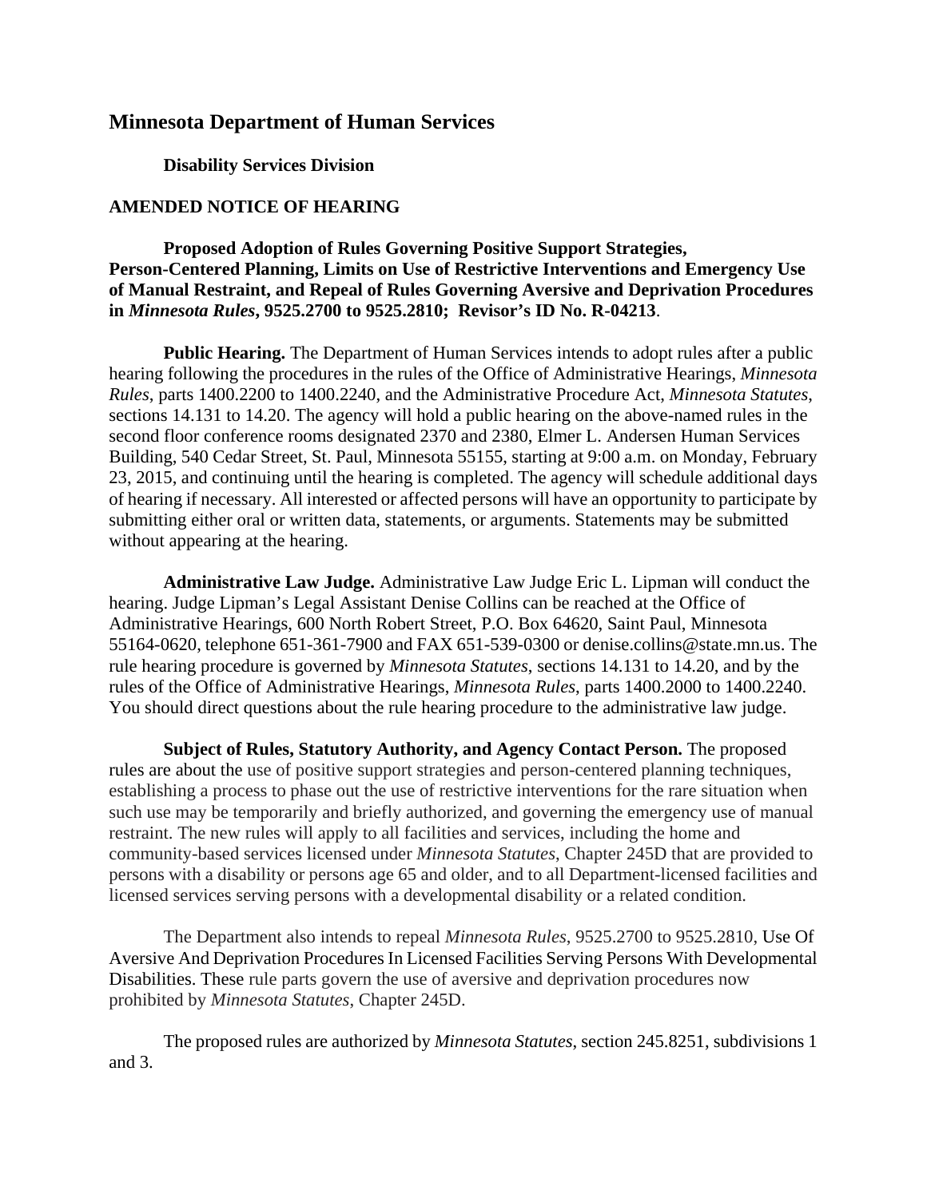# Minnesota Department of Human Services

**Disability Services Division**

**AMENDED NOTICE OF HEARING**

**Proposed Adoption of Rules Governing Positive Support Strategies, Person-Centered Planning, Limits on Use of Restrictive Interventions and Emergency Use of Manual Restraint, and Repeal of Rules Governing Aversive and Deprivation Procedures in *Minnesota Rules*, 9525.2700 to 9525.2810; Revisor's ID No. R-04213**.

**Public Hearing.** The Department of Human Services intends to adopt rules after a public hearing following the procedures in the rules of the Office of Administrative Hearings, *Minnesota Rules*, parts 1400.2200 to 1400.2240, and the Administrative Procedure Act, *Minnesota Statutes*, sections 14.131 to 14.20. The agency will hold a public hearing on the above-named rules in the second floor conference rooms designated 2370 and 2380, Elmer L. Andersen Human Services Building, 540 Cedar Street, St. Paul, Minnesota 55155, starting at 9:00 a.m. on Monday, February 23, 2015, and continuing until the hearing is completed. The agency will schedule additional days of hearing if necessary. All interested or affected persons will have an opportunity to participate by submitting either oral or written data, statements, or arguments. Statements may be submitted without appearing at the hearing.

**Administrative Law Judge.** Administrative Law Judge Eric L. Lipman will conduct the hearing. Judge Lipman's Legal Assistant Denise Collins can be reached at the Office of Administrative Hearings, 600 North Robert Street, P.O. Box 64620, Saint Paul, Minnesota 55164-0620, telephone 651-361-7900 and FAX 651-539-0300 or denise.collins@state.mn.us. The rule hearing procedure is governed by *Minnesota Statutes*, sections 14.131 to 14.20, and by the rules of the Office of Administrative Hearings, *Minnesota Rules*, parts 1400.2000 to 1400.2240. You should direct questions about the rule hearing procedure to the administrative law judge.

**Subject of Rules, Statutory Authority, and Agency Contact Person.** The proposed rules are about the use of positive support strategies and person-centered planning techniques, establishing a process to phase out the use of restrictive interventions for the rare situation when such use may be temporarily and briefly authorized, and governing the emergency use of manual restraint. The new rules will apply to all facilities and services, including the home and community-based services licensed under *Minnesota Statutes*, Chapter 245D that are provided to persons with a disability or persons age 65 and older, and to all Department-licensed facilities and licensed services serving persons with a developmental disability or a related condition.

The Department also intends to repeal *Minnesota Rules*, 9525.2700 to 9525.2810, Use Of Aversive And Deprivation Procedures In Licensed Facilities Serving Persons With Developmental Disabilities. These rule parts govern the use of aversive and deprivation procedures now prohibited by *Minnesota Statutes*, Chapter 245D.

The proposed rules are authorized by *Minnesota Statutes*, section 245.8251, subdivisions 1 and 3.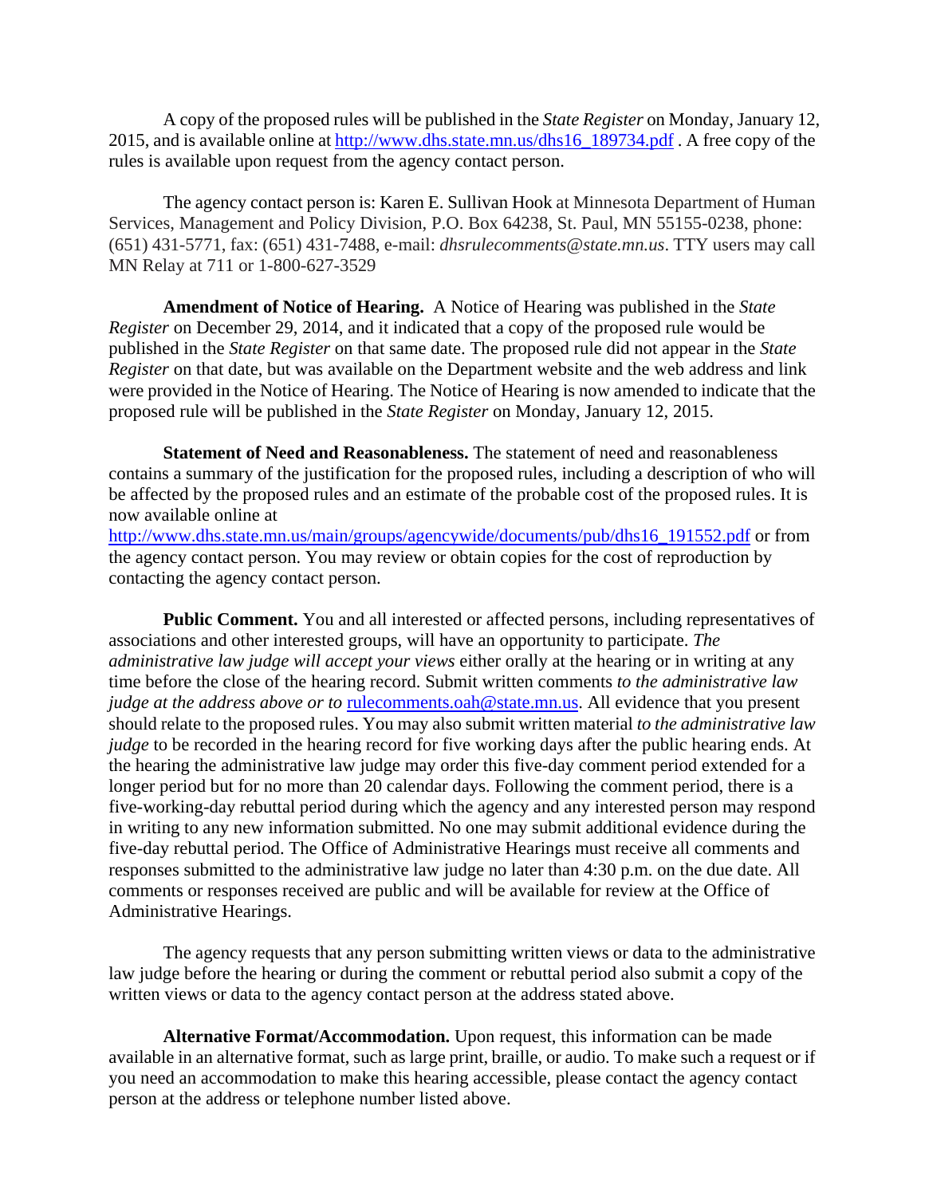A copy of the proposed rules will be published in the *State Register* on Monday, January 12, 2015, and is available online at http://www.dhs.state.mn.us/dhs16_189734.pdf . A free copy of the rules is available upon request from the agency contact person.

The agency contact person is: Karen E. Sullivan Hook at Minnesota Department of Human Services, Management and Policy Division, P.O. Box 64238, St. Paul, MN 55155-0238, phone: (651) 431-5771, fax: (651) 431-7488, e-mail: *dhsrulecomments@state.mn.us*. TTY users may call MN Relay at 711 or 1-800-627-3529

**Amendment of Notice of Hearing.** A Notice of Hearing was published in the *State Register* on December 29, 2014, and it indicated that a copy of the proposed rule would be published in the *State Register* on that same date. The proposed rule did not appear in the *State Register* on that date, but was available on the Department website and the web address and link were provided in the Notice of Hearing. The Notice of Hearing is now amended to indicate that the proposed rule will be published in the *State Register* on Monday, January 12, 2015.

**Statement of Need and Reasonableness.** The statement of need and reasonableness contains a summary of the justification for the proposed rules, including a description of who will be affected by the proposed rules and an estimate of the probable cost of the proposed rules. It is now available online at http://www.dhs.state.mn.us/main/groups/agencywide/documents/pub/dhs16_191552.pdf or from the agency contact person. You may review or obtain copies for the cost of reproduction by contacting the agency contact person.

**Public Comment.** You and all interested or affected persons, including representatives of associations and other interested groups, will have an opportunity to participate. *The administrative law judge will accept your views* either orally at the hearing or in writing at any time before the close of the hearing record. Submit written comments *to the administrative law judge at the address above or to* rulecomments.oah@state.mn.us. All evidence that you present should relate to the proposed rules. You may also submit written material *to the administrative law judge* to be recorded in the hearing record for five working days after the public hearing ends. At the hearing the administrative law judge may order this five-day comment period extended for a longer period but for no more than 20 calendar days. Following the comment period, there is a five-working-day rebuttal period during which the agency and any interested person may respond in writing to any new information submitted. No one may submit additional evidence during the five-day rebuttal period. The Office of Administrative Hearings must receive all comments and responses submitted to the administrative law judge no later than 4:30 p.m. on the due date. All comments or responses received are public and will be available for review at the Office of Administrative Hearings.

The agency requests that any person submitting written views or data to the administrative law judge before the hearing or during the comment or rebuttal period also submit a copy of the written views or data to the agency contact person at the address stated above.

**Alternative Format/Accommodation.** Upon request, this information can be made available in an alternative format, such as large print, braille, or audio. To make such a request or if you need an accommodation to make this hearing accessible, please contact the agency contact person at the address or telephone number listed above.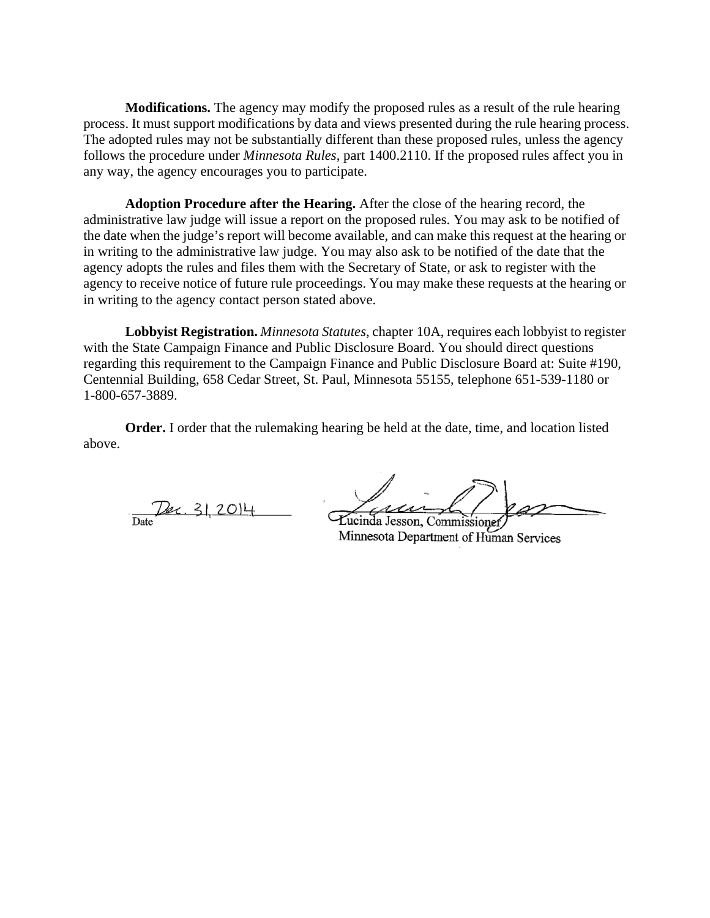**Modifications.** The agency may modify the proposed rules as a result of the rule hearing process. It must support modifications by data and views presented during the rule hearing process. The adopted rules may not be substantially different than these proposed rules, unless the agency follows the procedure under *Minnesota Rules*, part 1400.2110. If the proposed rules affect you in any way, the agency encourages you to participate.

**Adoption Procedure after the Hearing.** After the close of the hearing record, the administrative law judge will issue a report on the proposed rules. You may ask to be notified of the date when the judge's report will become available, and can make this request at the hearing or in writing to the administrative law judge. You may also ask to be notified of the date that the agency adopts the rules and files them with the Secretary of State, or ask to register with the agency to receive notice of future rule proceedings. You may make these requests at the hearing or in writing to the agency contact person stated above.

**Lobbyist Registration.** *Minnesota Statutes*, chapter 10A, requires each lobbyist to register with the State Campaign Finance and Public Disclosure Board. You should direct questions regarding this requirement to the Campaign Finance and Public Disclosure Board at: Suite #190, Centennial Building, 658 Cedar Street, St. Paul, Minnesota 55155, telephone 651-539-1180 or 1-800-657-3889.

**Order.** I order that the rulemaking hearing be held at the date, time, and location listed above.

Dec. 31, 2014
Date

Lucinda Jesson, Commissioner
Minnesota Department of Human Services